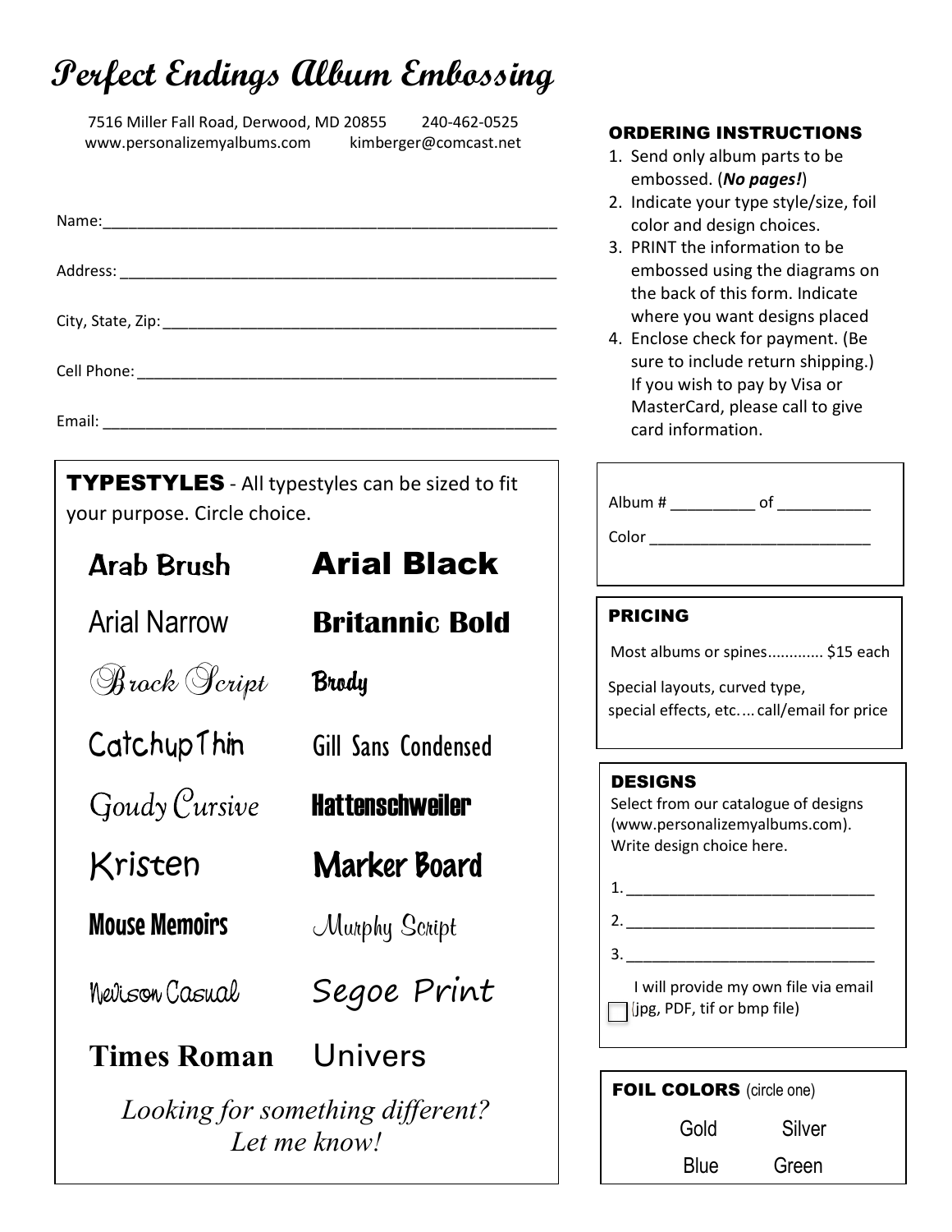# Perfect Endings Album Embossing

7516 Miller Fall Road, Derwood, MD 20855 240-462-0525
www.personalizemyalbums.com kimberger@comcast.net

Name:_______________________________________________________

Address: ____________________________________________________

City, State, Zip: _______________________________________________

Cell Phone: __________________________________________________

Email: ______________________________________________________

## TYPESTYLES

All typestyles can be sized to fit your purpose. Circle choice.

| | |
|---|---|
| Arab Brush | Arial Black |
| Arial Narrow | Britannic Bold |
| Brock Script | Brody |
| CatchupThin | Gill Sans Condensed |
| Goudy Cursive | Hattenschweiler |
| Kristen | Marker Board |
| Mouse Memoirs | Murphy Script |
| Nevison Casual | Segoe Print |
| Times Roman | Univers |

*Looking for something different? Let me know!*

## ORDERING INSTRUCTIONS

1. Send only album parts to be embossed. (***No pages!***)
2. Indicate your type style/size, foil color and design choices.
3. PRINT the information to be embossed using the diagrams on the back of this form. Indicate where you want designs placed
4. Enclose check for payment. (Be sure to include return shipping.) If you wish to pay by Visa or MasterCard, please call to give card information.

Album # __________ of ___________

Color __________________________

## PRICING

Most albums or spines............. $15 each

Special layouts, curved type, special effects, etc.... call/email for price

## DESIGNS

Select from our catalogue of designs (www.personalizemyalbums.com). Write design choice here.

1. _____________________________
2. _____________________________
3. _____________________________

☐ I will provide my own file via email (jpg, PDF, tif or bmp file)

## FOIL COLORS (circle one)

Gold Silver

Blue Green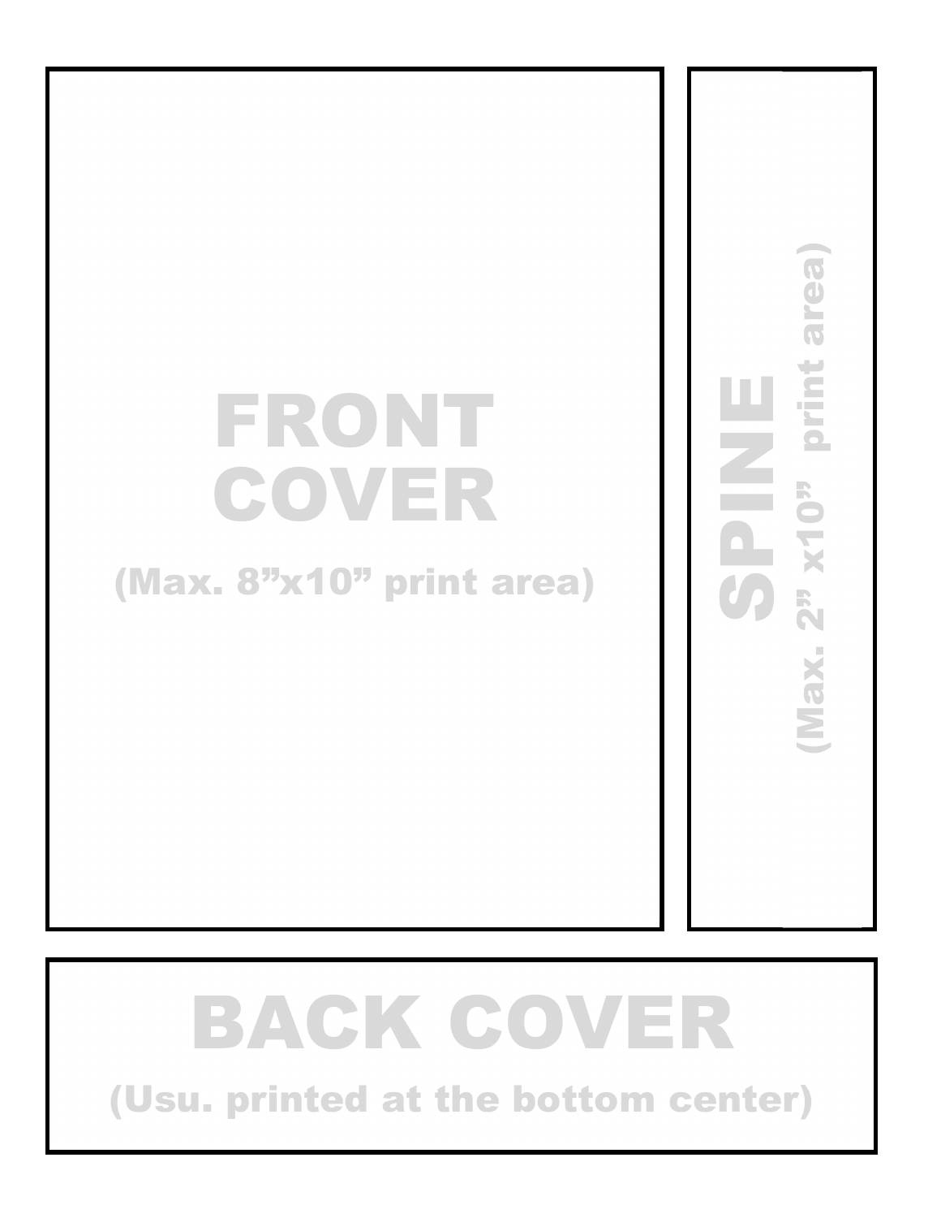FRONT COVER

(Max. 8”x10” print area)

SPINE

(Max. 2” x10” print area)

BACK COVER

(Usu. printed at the bottom center)